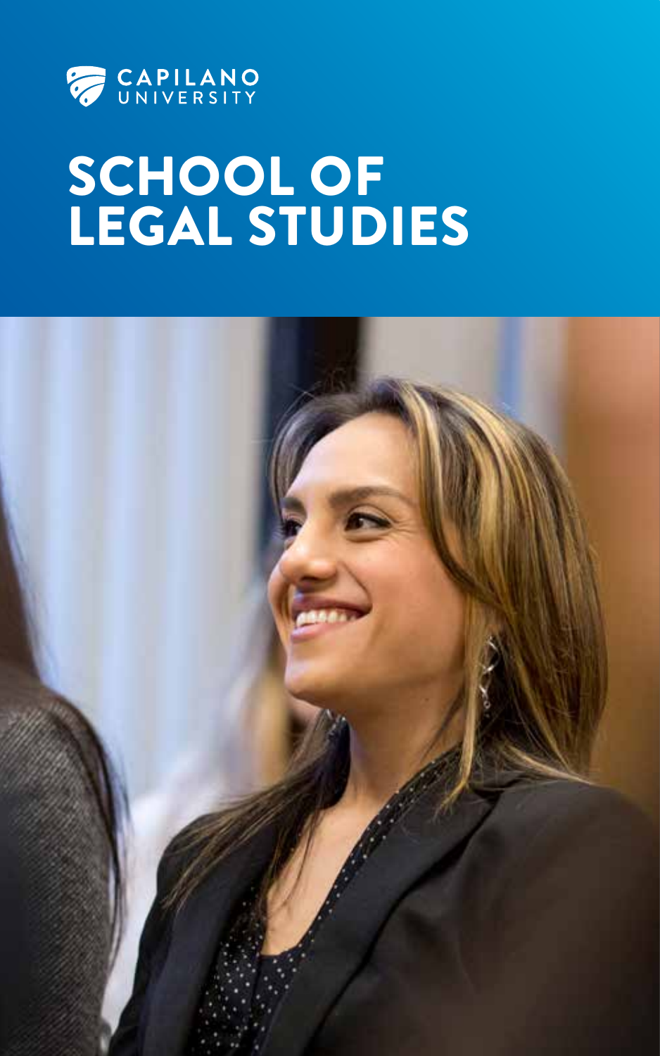CAPILANO UNIVERSITY

# SCHOOL OF LEGAL STUDIES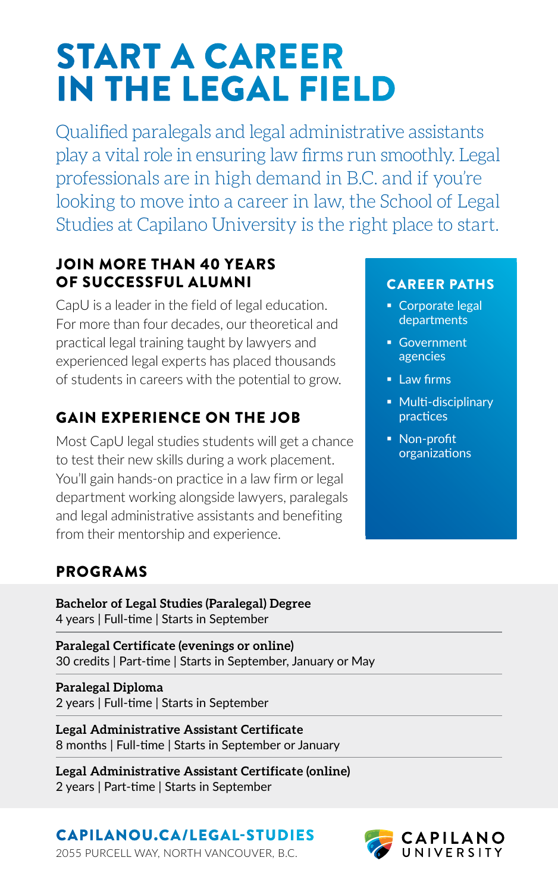# START A CAREER IN THE LEGAL FIELD

Qualified paralegals and legal administrative assistants play a vital role in ensuring law firms run smoothly. Legal professionals are in high demand in B.C. and if you're looking to move into a career in law, the School of Legal Studies at Capilano University is the right place to start.

## JOIN MORE THAN 40 YEARS OF SUCCESSFUL ALUMNI

CapU is a leader in the field of legal education. For more than four decades, our theoretical and practical legal training taught by lawyers and experienced legal experts has placed thousands of students in careers with the potential to grow.

## GAIN EXPERIENCE ON THE JOB

Most CapU legal studies students will get a chance to test their new skills during a work placement. You'll gain hands-on practice in a law firm or legal department working alongside lawyers, paralegals and legal administrative assistants and benefiting from their mentorship and experience.

## CAREER PATHS

- Corporate legal departments
- Government agencies
- Law firms
- Multi-disciplinary practices
- Non-profit organizations

## PROGRAMS

**Bachelor of Legal Studies (Paralegal) Degree**
4 years | Full-time | Starts in September

**Paralegal Certificate (evenings or online)**
30 credits | Part-time | Starts in September, January or May

**Paralegal Diploma**
2 years | Full-time | Starts in September

**Legal Administrative Assistant Certificate**
8 months | Full-time | Starts in September or January

**Legal Administrative Assistant Certificate (online)**
2 years | Part-time | Starts in September

**CAPILANOU.CA/LEGAL-STUDIES**
2055 PURCELL WAY, NORTH VANCOUVER, B.C.

CAPILANO UNIVERSITY